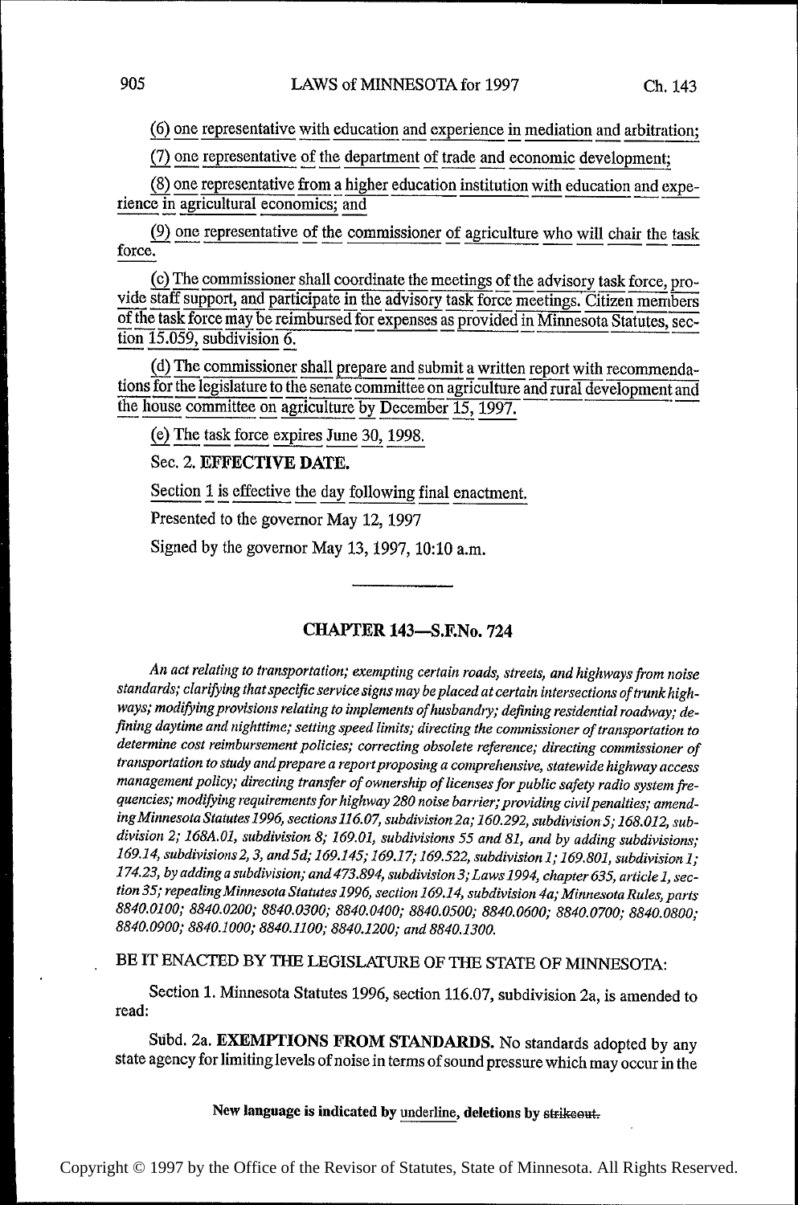(6) one representative with education and experience in mediation and arbitration;

(7) one representative of the department of trade and economic development;

(8) one representative from a higher education institution with education and experience in agricultural economics; and

(9) one representative of the commissioner of agriculture who will chair the task force.

(c) The commissioner shall coordinate the meetings of the advisory task force, provide staff support, and participate in the advisory task force meetings. Citizen members of the task force may be reimbursed for expenses as provided in Minnesota Statutes, section 15.059, subdivision 6.

(d) The commissioner shall prepare and submit a written report with recommendations for the legislature to the senate committee on agriculture and rural development and the house committee on agriculture by December 15, 1997.

(e) The task force expires June 30, 1998.

Sec. 2. **EFFECTIVE DATE.**

Section 1 is effective the day following final enactment.

Presented to the governor May 12, 1997

Signed by the governor May 13, 1997, 10:10 a.m.

---

## CHAPTER 143—S.F.No. 724

*An act relating to transportation; exempting certain roads, streets, and highways from noise standards; clarifying that specific service signs may be placed at certain intersections of trunk highways; modifying provisions relating to implements of husbandry; defining residential roadway; defining daytime and nighttime; setting speed limits; directing the commissioner of transportation to determine cost reimbursement policies; correcting obsolete reference; directing commissioner of transportation to study and prepare a report proposing a comprehensive, statewide highway access management policy; directing transfer of ownership of licenses for public safety radio system frequencies; modifying requirements for highway 280 noise barrier; providing civil penalties; amending Minnesota Statutes 1996, sections 116.07, subdivision 2a; 160.292, subdivision 5; 168.012, subdivision 2; 168A.01, subdivision 8; 169.01, subdivisions 55 and 81, and by adding subdivisions; 169.14, subdivisions 2, 3, and 5d; 169.145; 169.17; 169.522, subdivision 1; 169.801, subdivision 1; 174.23, by adding a subdivision; and 473.894, subdivision 3; Laws 1994, chapter 635, article 1, section 35; repealing Minnesota Statutes 1996, section 169.14, subdivision 4a; Minnesota Rules, parts 8840.0100; 8840.0200; 8840.0300; 8840.0400; 8840.0500; 8840.0600; 8840.0700; 8840.0800; 8840.0900; 8840.1000; 8840.1100; 8840.1200; and 8840.1300.*

BE IT ENACTED BY THE LEGISLATURE OF THE STATE OF MINNESOTA:

Section 1. Minnesota Statutes 1996, section 116.07, subdivision 2a, is amended to read:

Subd. 2a. **EXEMPTIONS FROM STANDARDS.** No standards adopted by any state agency for limiting levels of noise in terms of sound pressure which may occur in the

**New language is indicated by underline, deletions by strikeout.**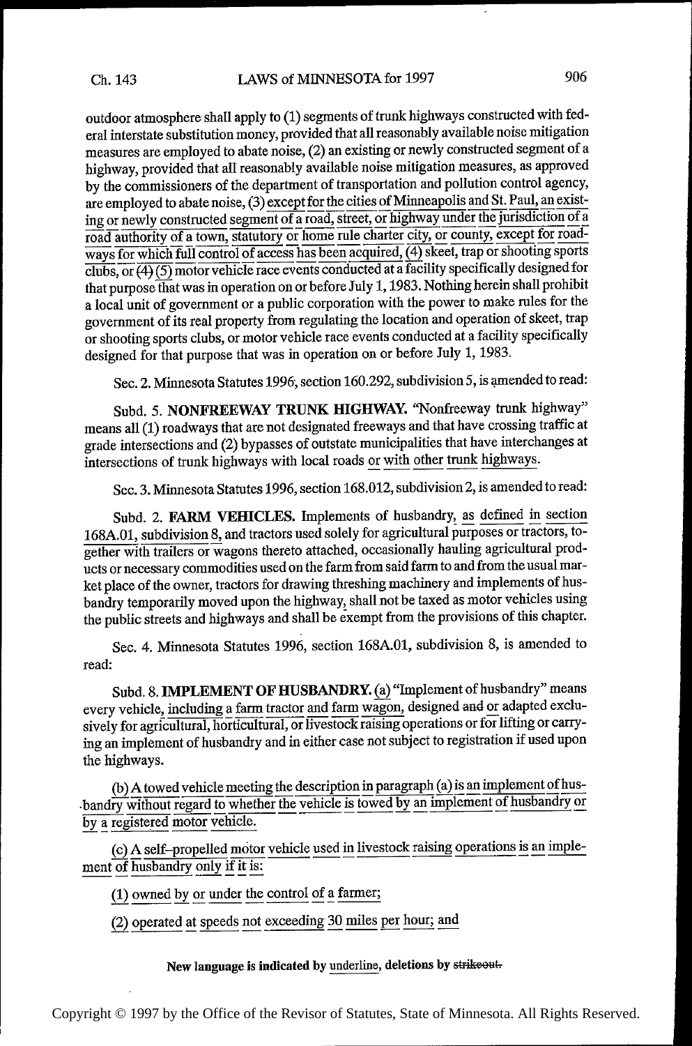outdoor atmosphere shall apply to (1) segments of trunk highways constructed with federal interstate substitution money, provided that all reasonably available noise mitigation measures are employed to abate noise, (2) an existing or newly constructed segment of a highway, provided that all reasonably available noise mitigation measures, as approved by the commissioners of the department of transportation and pollution control agency, are employed to abate noise, (3) except for the cities of Minneapolis and St. Paul, an existing or newly constructed segment of a road, street, or highway under the jurisdiction of a road authority of a town, statutory or home rule charter city, or county, except for roadways for which full control of access has been acquired, (4) skeet, trap or shooting sports clubs, or ~~(4)~~ (5) motor vehicle race events conducted at a facility specifically designed for that purpose that was in operation on or before July 1, 1983. Nothing herein shall prohibit a local unit of government or a public corporation with the power to make rules for the government of its real property from regulating the location and operation of skeet, trap or shooting sports clubs, or motor vehicle race events conducted at a facility specifically designed for that purpose that was in operation on or before July 1, 1983.

Sec. 2. Minnesota Statutes 1996, section 160.292, subdivision 5, is amended to read:

Subd. 5. **NONFREEWAY TRUNK HIGHWAY.** "Nonfreeway trunk highway" means all (1) roadways that are not designated freeways and that have crossing traffic at grade intersections and (2) bypasses of outstate municipalities that have interchanges at intersections of trunk highways with local roads or with other trunk highways.

Sec. 3. Minnesota Statutes 1996, section 168.012, subdivision 2, is amended to read:

Subd. 2. **FARM VEHICLES.** Implements of husbandry, as defined in section 168A.01, subdivision 8, and tractors used solely for agricultural purposes or tractors, together with trailers or wagons thereto attached, occasionally hauling agricultural products or necessary commodities used on the farm from said farm to and from the usual market place of the owner, tractors for drawing threshing machinery and implements of husbandry temporarily moved upon the highway, shall not be taxed as motor vehicles using the public streets and highways and shall be exempt from the provisions of this chapter.

Sec. 4. Minnesota Statutes 1996, section 168A.01, subdivision 8, is amended to read:

Subd. 8. **IMPLEMENT OF HUSBANDRY.** (a) "Implement of husbandry" means every vehicle, including a farm tractor and farm wagon, designed ~~and~~ or adapted exclusively for agricultural, horticultural, or livestock raising operations or for lifting or carrying an implement of husbandry and in either case not subject to registration if used upon the highways.

(b) A towed vehicle meeting the description in paragraph (a) is an implement of husbandry without regard to whether the vehicle is towed by an implement of husbandry or by a registered motor vehicle.

(c) A self-propelled motor vehicle used in livestock raising operations is an implement of husbandry only if it is:

(1) owned by or under the control of a farmer;

(2) operated at speeds not exceeding 30 miles per hour; and

New language is indicated by underline, deletions by ~~strikeout.~~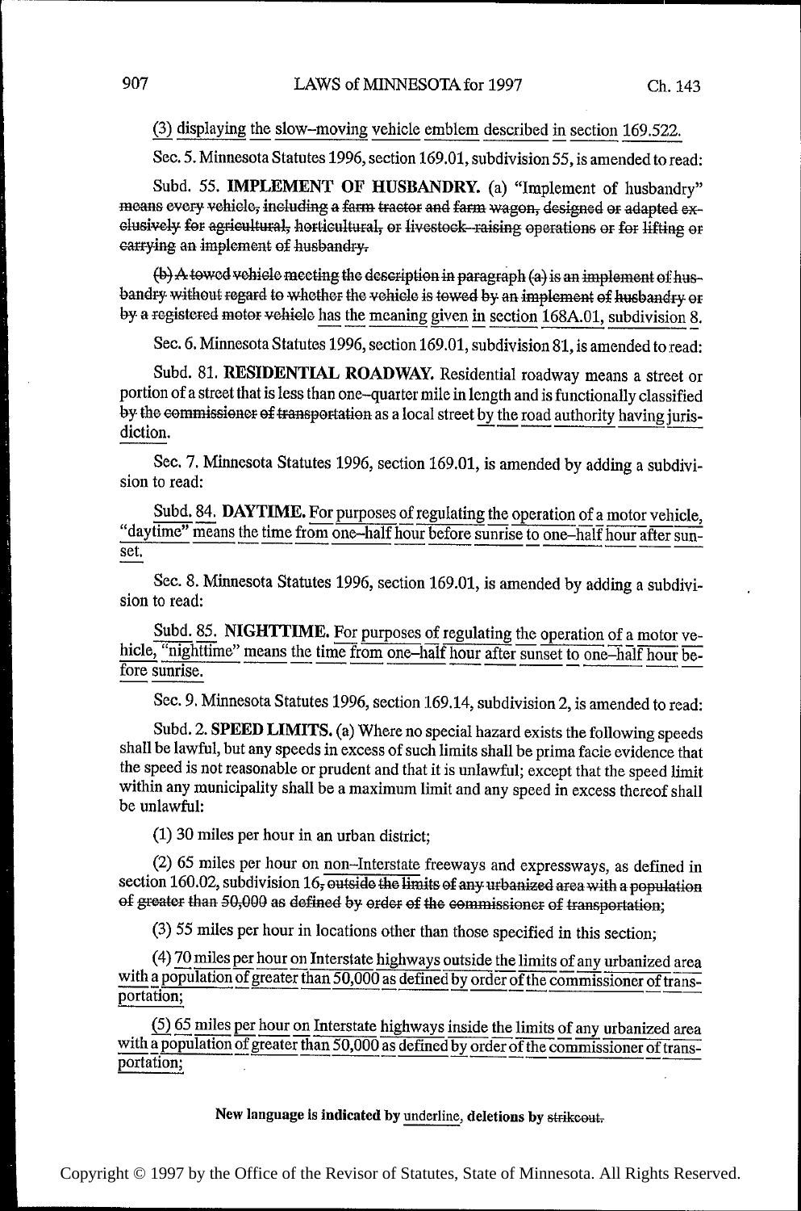<u>(3) displaying the slow-moving vehicle emblem described in section 169.522.</u>

Sec. 5. Minnesota Statutes 1996, section 169.01, subdivision 55, is amended to read:

Subd. 55. **IMPLEMENT OF HUSBANDRY.** ~~(a)~~ "Implement of husbandry" ~~means every vehicle, including a farm tractor and farm wagon, designed or adapted exclusively for agricultural, horticultural, or livestock-raising operations or for lifting or carrying an implement of husbandry.~~

~~(b) A towed vehicle meeting the description in paragraph (a) is an implement of husbandry without regard to whether the vehicle is towed by an implement of husbandry or by a registered motor vehicle~~ <u>has the meaning given in section 168A.01, subdivision 8.</u>

Sec. 6. Minnesota Statutes 1996, section 169.01, subdivision 81, is amended to read:

Subd. 81. **RESIDENTIAL ROADWAY.** Residential roadway means a street or portion of a street that is less than one-quarter mile in length and is functionally classified ~~by the commissioner of transportation~~ as a local street <u>by the road authority having jurisdiction.</u>

Sec. 7. Minnesota Statutes 1996, section 169.01, is amended by adding a subdivision to read:

<u>Subd. 84.</u> **<u>DAYTIME.</u>** <u>For purposes of regulating the operation of a motor vehicle, "daytime" means the time from one-half hour before sunrise to one-half hour after sunset.</u>

Sec. 8. Minnesota Statutes 1996, section 169.01, is amended by adding a subdivision to read:

<u>Subd. 85.</u> **<u>NIGHTTIME.</u>** <u>For purposes of regulating the operation of a motor vehicle, "nighttime" means the time from one-half hour after sunset to one-half hour before sunrise.</u>

Sec. 9. Minnesota Statutes 1996, section 169.14, subdivision 2, is amended to read:

Subd. 2. **SPEED LIMITS.** (a) Where no special hazard exists the following speeds shall be lawful, but any speeds in excess of such limits shall be prima facie evidence that the speed is not reasonable or prudent and that it is unlawful; except that the speed limit within any municipality shall be a maximum limit and any speed in excess thereof shall be unlawful:

(1) 30 miles per hour in an urban district;

(2) 65 miles per hour on <u>non-Interstate</u> freeways and expressways, as defined in section 160.02, subdivision 16~~, outside the limits of any urbanized area with a population of greater than 50,000 as defined by order of the commissioner of transportation~~;

(3) 55 miles per hour in locations other than those specified in this section;

(4) <u>70 miles per hour on Interstate highways outside the limits of any urbanized area with a population of greater than 50,000 as defined by order of the commissioner of transportation;</u>

<u>(5) 65 miles per hour on Interstate highways inside the limits of any urbanized area with a population of greater than 50,000 as defined by order of the commissioner of transportation;</u>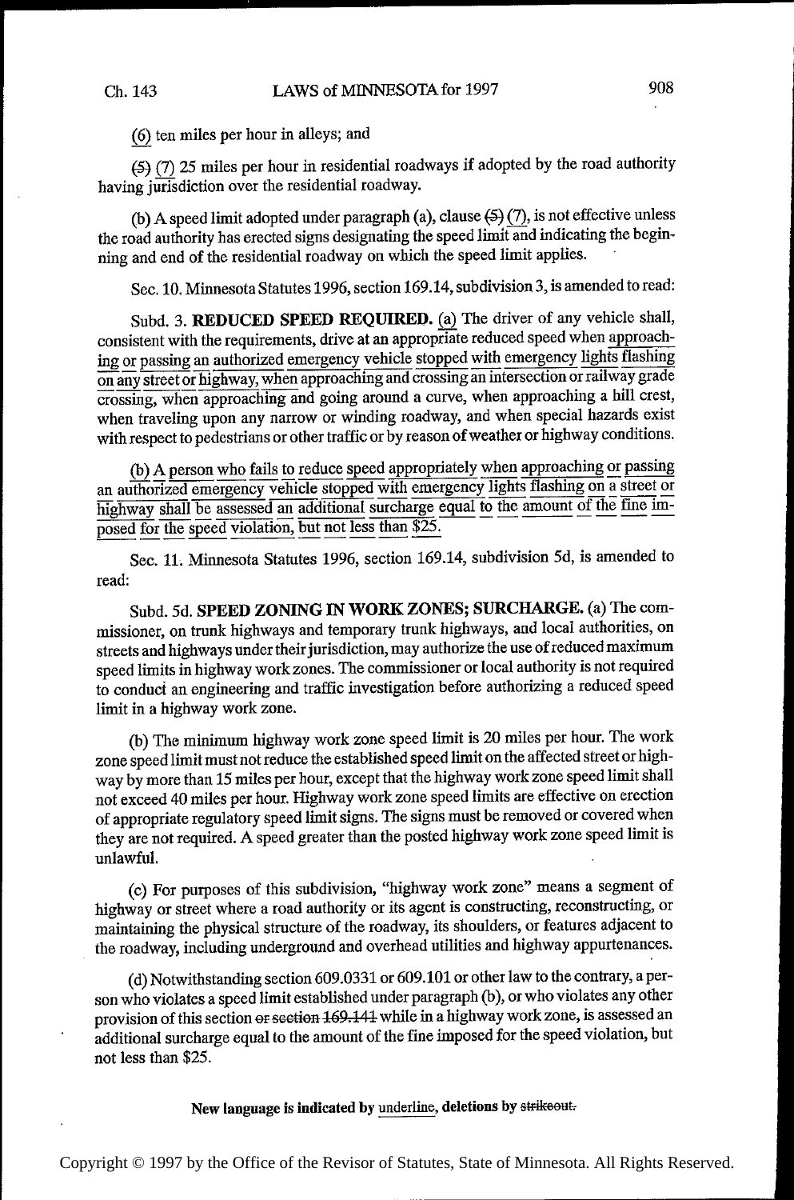<u>(6)</u> ten miles per hour in alleys; and

~~(5)~~ <u>(7)</u> 25 miles per hour in residential roadways if adopted by the road authority having jurisdiction over the residential roadway.

(b) A speed limit adopted under paragraph (a), clause ~~(5)~~ <u>(7)</u>, is not effective unless the road authority has erected signs designating the speed limit and indicating the beginning and end of the residential roadway on which the speed limit applies.

Sec. 10. Minnesota Statutes 1996, section 169.14, subdivision 3, is amended to read:

Subd. 3. **REDUCED SPEED REQUIRED.** <u>(a)</u> The driver of any vehicle shall, consistent with the requirements, drive at an appropriate reduced speed when <u>approaching or passing an authorized emergency vehicle stopped with emergency lights flashing on any street or highway, when</u> approaching and crossing an intersection or railway grade crossing, when approaching and going around a curve, when approaching a hill crest, when traveling upon any narrow or winding roadway, and when special hazards exist with respect to pedestrians or other traffic or by reason of weather or highway conditions.

<u>(b) A person who fails to reduce speed appropriately when approaching or passing an authorized emergency vehicle stopped with emergency lights flashing on a street or highway shall be assessed an additional surcharge equal to the amount of the fine imposed for the speed violation, but not less than $25.</u>

Sec. 11. Minnesota Statutes 1996, section 169.14, subdivision 5d, is amended to read:

Subd. 5d. **SPEED ZONING IN WORK ZONES; SURCHARGE.** (a) The commissioner, on trunk highways and temporary trunk highways, and local authorities, on streets and highways under their jurisdiction, may authorize the use of reduced maximum speed limits in highway work zones. The commissioner or local authority is not required to conduct an engineering and traffic investigation before authorizing a reduced speed limit in a highway work zone.

(b) The minimum highway work zone speed limit is 20 miles per hour. The work zone speed limit must not reduce the established speed limit on the affected street or highway by more than 15 miles per hour, except that the highway work zone speed limit shall not exceed 40 miles per hour. Highway work zone speed limits are effective on erection of appropriate regulatory speed limit signs. The signs must be removed or covered when they are not required. A speed greater than the posted highway work zone speed limit is unlawful.

(c) For purposes of this subdivision, "highway work zone" means a segment of highway or street where a road authority or its agent is constructing, reconstructing, or maintaining the physical structure of the roadway, its shoulders, or features adjacent to the roadway, including underground and overhead utilities and highway appurtenances.

(d) Notwithstanding section 609.0331 or 609.101 or other law to the contrary, a person who violates a speed limit established under paragraph (b), or who violates any other provision of this section ~~or section 169.141~~ while in a highway work zone, is assessed an additional surcharge equal to the amount of the fine imposed for the speed violation, but not less than $25.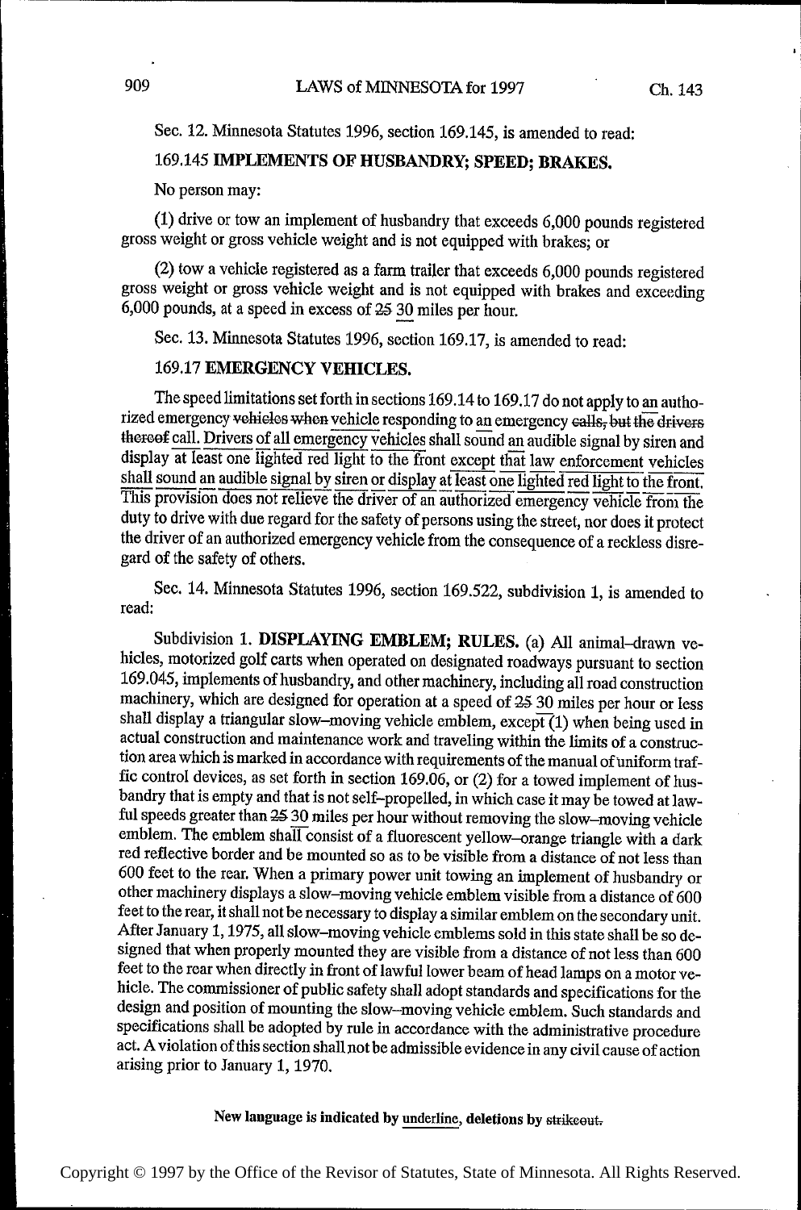Sec. 12. Minnesota Statutes 1996, section 169.145, is amended to read:

169.145 **IMPLEMENTS OF HUSBANDRY; SPEED; BRAKES.**

No person may:

(1) drive or tow an implement of husbandry that exceeds 6,000 pounds registered gross weight or gross vehicle weight and is not equipped with brakes; or

(2) tow a vehicle registered as a farm trailer that exceeds 6,000 pounds registered gross weight or gross vehicle weight and is not equipped with brakes and exceeding 6,000 pounds, at a speed in excess of ~~25~~ <u>30</u> miles per hour.

Sec. 13. Minnesota Statutes 1996, section 169.17, is amended to read:

169.17 **EMERGENCY VEHICLES.**

The speed limitations set forth in sections 169.14 to 169.17 do not apply to <u>an</u> authorized emergency ~~vehicles when~~ <u>vehicle</u> responding to <u>an</u> emergency ~~calls, but the drivers thereof~~ <u>call. Drivers of all emergency vehicles</u> shall sound <u>an</u> audible signal by siren and display at least one lighted red light to the front <u>except that law enforcement vehicles shall sound an audible signal by siren or display at least one lighted red light to the front</u>. This provision does not relieve the driver of an authorized emergency vehicle from the duty to drive with due regard for the safety of persons using the street, nor does it protect the driver of an authorized emergency vehicle from the consequence of a reckless disregard of the safety of others.

Sec. 14. Minnesota Statutes 1996, section 169.522, subdivision 1, is amended to read:

Subdivision 1. **DISPLAYING EMBLEM; RULES.** (a) All animal–drawn vehicles, motorized golf carts when operated on designated roadways pursuant to section 169.045, implements of husbandry, and other machinery, including all road construction machinery, which are designed for operation at a speed of ~~25~~ <u>30</u> miles per hour or less shall display a triangular slow–moving vehicle emblem, except <u>(1)</u> when being used in actual construction and maintenance work and traveling within the limits of a construction area which is marked in accordance with requirements of the manual of uniform traffic control devices, as set forth in section 169.06, or (2) for a towed implement of husbandry that is empty and that is not self–propelled, in which case it may be towed at lawful speeds greater than ~~25~~ <u>30</u> miles per hour without removing the slow–moving vehicle emblem. The emblem shall consist of a fluorescent yellow–orange triangle with a dark red reflective border and be mounted so as to be visible from a distance of not less than 600 feet to the rear. When a primary power unit towing an implement of husbandry or other machinery displays a slow–moving vehicle emblem visible from a distance of 600 feet to the rear, it shall not be necessary to display a similar emblem on the secondary unit. After January 1, 1975, all slow–moving vehicle emblems sold in this state shall be so designed that when properly mounted they are visible from a distance of not less than 600 feet to the rear when directly in front of lawful lower beam of head lamps on a motor vehicle. The commissioner of public safety shall adopt standards and specifications for the design and position of mounting the slow–moving vehicle emblem. Such standards and specifications shall be adopted by rule in accordance with the administrative procedure act. A violation of this section shall not be admissible evidence in any civil cause of action arising prior to January 1, 1970.

**New language is indicated by <u>underline</u>, deletions by ~~strikeout~~.**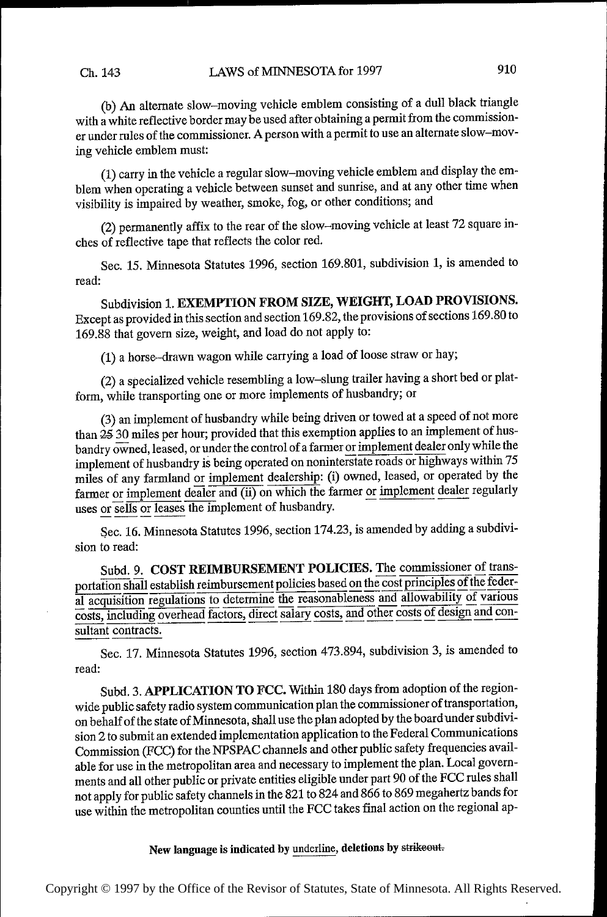(b) An alternate slow–moving vehicle emblem consisting of a dull black triangle with a white reflective border may be used after obtaining a permit from the commissioner under rules of the commissioner. A person with a permit to use an alternate slow–moving vehicle emblem must:

(1) carry in the vehicle a regular slow–moving vehicle emblem and display the emblem when operating a vehicle between sunset and sunrise, and at any other time when visibility is impaired by weather, smoke, fog, or other conditions; and

(2) permanently affix to the rear of the slow–moving vehicle at least 72 square inches of reflective tape that reflects the color red.

Sec. 15. Minnesota Statutes 1996, section 169.801, subdivision 1, is amended to read:

Subdivision 1. **EXEMPTION FROM SIZE, WEIGHT, LOAD PROVISIONS.** Except as provided in this section and section 169.82, the provisions of sections 169.80 to 169.88 that govern size, weight, and load do not apply to:

(1) a horse–drawn wagon while carrying a load of loose straw or hay;

(2) a specialized vehicle resembling a low–slung trailer having a short bed or platform, while transporting one or more implements of husbandry; or

(3) an implement of husbandry while being driven or towed at a speed of not more than ~~25~~ <u>30</u> miles per hour; provided that this exemption applies to an implement of husbandry owned, leased, or under the control of a farmer <u>or implement dealer</u> only while the implement of husbandry is being operated on noninterstate roads or highways within 75 miles of any farmland <u>or implement dealership</u>: (i) owned, leased, or operated by the farmer <u>or implement dealer</u> and (ii) on which the farmer <u>or implement dealer</u> regularly uses <u>or sells or leases</u> the implement of husbandry.

Sec. 16. Minnesota Statutes 1996, section 174.23, is amended by adding a subdivision to read:

<u>Subd. 9.</u> **<u>COST REIMBURSEMENT POLICIES.</u>** <u>The commissioner of transportation shall establish reimbursement policies based on the cost principles of the federal acquisition regulations to determine the reasonableness and allowability of various costs, including overhead factors, direct salary costs, and other costs of design and consultant contracts.</u>

Sec. 17. Minnesota Statutes 1996, section 473.894, subdivision 3, is amended to read:

Subd. 3. **APPLICATION TO FCC.** Within 180 days from adoption of the region-wide public safety radio system communication plan the commissioner of transportation, on behalf of the state of Minnesota, shall use the plan adopted by the board under subdivision 2 to submit an extended implementation application to the Federal Communications Commission (FCC) for the NPSPAC channels and other public safety frequencies available for use in the metropolitan area and necessary to implement the plan. Local governments and all other public or private entities eligible under part 90 of the FCC rules shall not apply for public safety channels in the 821 to 824 and 866 to 869 megahertz bands for use within the metropolitan counties until the FCC takes final action on the regional ap-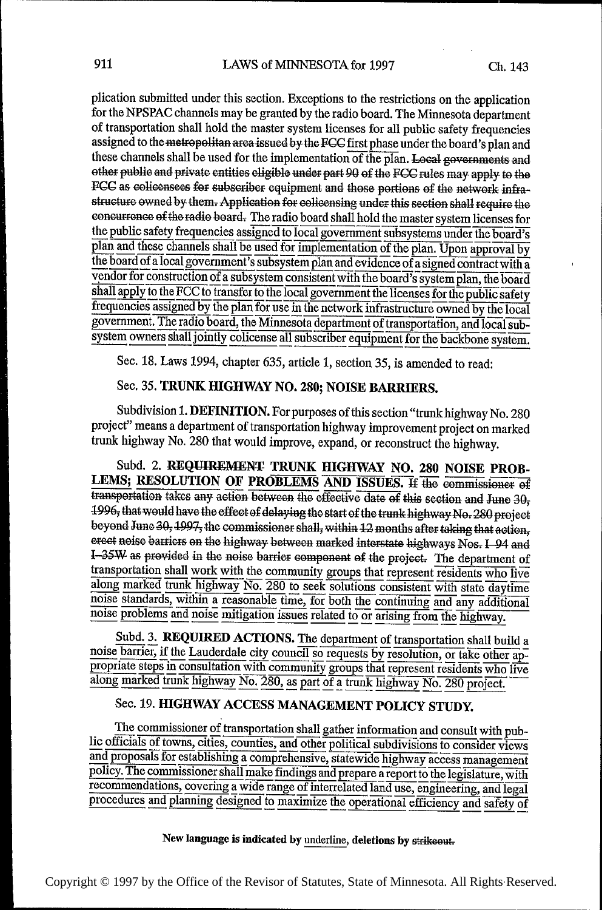plication submitted under this section. Exceptions to the restrictions on the application for the NPSPAC channels may be granted by the radio board. The Minnesota department of transportation shall hold the master system licenses for all public safety frequencies assigned to the ~~metropolitan area issued by the FCC~~ first phase under the board's plan and these channels shall be used for the implementation of the plan. ~~Local governments and other public and private entities eligible under part 90 of the FCC rules may apply to the FCC as colicensees for subscriber equipment and those portions of the network infrastructure owned by them. Application for colicensing under this section shall require the concurrence of the radio board.~~ The radio board shall hold the master system licenses for the public safety frequencies assigned to local government subsystems under the board's plan and these channels shall be used for implementation of the plan. Upon approval by the board of a local government's subsystem plan and evidence of a signed contract with a vendor for construction of a subsystem consistent with the board's system plan, the board shall apply to the FCC to transfer to the local government the licenses for the public safety frequencies assigned by the plan for use in the network infrastructure owned by the local government. The radio board, the Minnesota department of transportation, and local subsystem owners shall jointly colicense all subscriber equipment for the backbone system.

Sec. 18. Laws 1994, chapter 635, article 1, section 35, is amended to read:

Sec. 35. **TRUNK HIGHWAY NO. 280; NOISE BARRIERS.**

Subdivision 1. **DEFINITION.** For purposes of this section "trunk highway No. 280 project" means a department of transportation highway improvement project on marked trunk highway No. 280 that would improve, expand, or reconstruct the highway.

Subd. 2. **~~REQUIREMENT~~ TRUNK HIGHWAY NO. 280 NOISE PROBLEMS; RESOLUTION OF PROBLEMS AND ISSUES.** ~~If the commissioner of transportation takes any action between the effective date of this section and June 30, 1996, that would have the effect of delaying the start of the trunk highway No. 280 project beyond June 30, 1997, the commissioner shall, within 12 months after taking that action, erect noise barriers on the highway between marked interstate highways Nos. I-94 and I-35W as provided in the noise barrier component of the project.~~ The department of transportation shall work with the community groups that represent residents who live along marked trunk highway No. 280 to seek solutions consistent with state daytime noise standards, within a reasonable time, for both the continuing and any additional noise problems and noise mitigation issues related to or arising from the highway.

Subd. 3. **REQUIRED ACTIONS.** The department of transportation shall build a noise barrier, if the Lauderdale city council so requests by resolution, or take other appropriate steps in consultation with community groups that represent residents who live along marked trunk highway No. 280, as part of a trunk highway No. 280 project.

Sec. 19. **HIGHWAY ACCESS MANAGEMENT POLICY STUDY.**

The commissioner of transportation shall gather information and consult with public officials of towns, cities, counties, and other political subdivisions to consider views and proposals for establishing a comprehensive, statewide highway access management policy. The commissioner shall make findings and prepare a report to the legislature, with recommendations, covering a wide range of interrelated land use, engineering, and legal procedures and planning designed to maximize the operational efficiency and safety of

**New language is indicated by underline, deletions by ~~strikeout.~~**

Copyright © 1997 by the Office of the Revisor of Statutes, State of Minnesota. All Rights Reserved.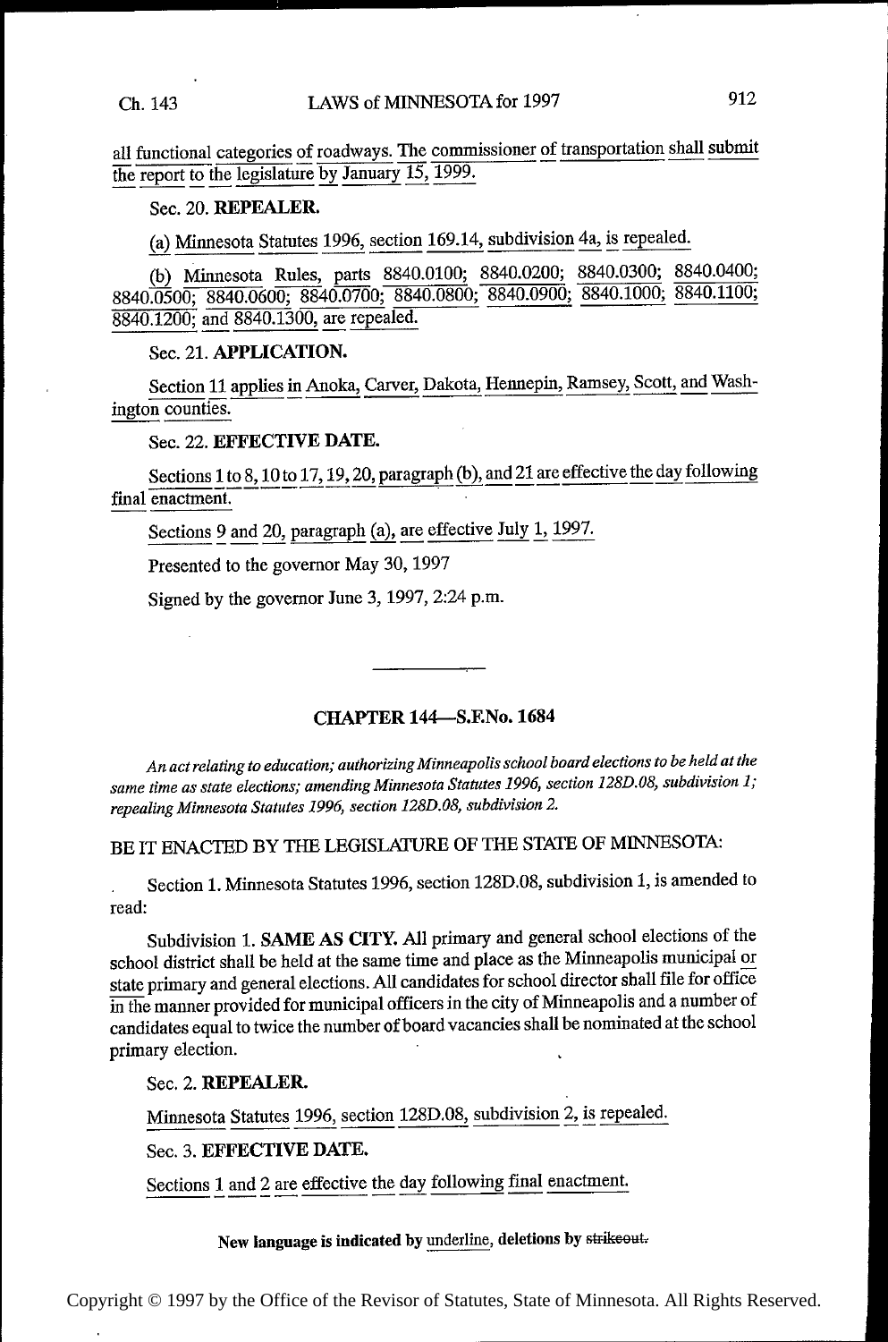all functional categories of roadways. The commissioner of transportation shall submit the report to the legislature by January 15, 1999.

Sec. 20. **REPEALER.**

(a) Minnesota Statutes 1996, section 169.14, subdivision 4a, is repealed.

(b) Minnesota Rules, parts 8840.0100; 8840.0200; 8840.0300; 8840.0400; 8840.0500; 8840.0600; 8840.0700; 8840.0800; 8840.0900; 8840.1000; 8840.1100; 8840.1200; and 8840.1300, are repealed.

Sec. 21. **APPLICATION.**

Section 11 applies in Anoka, Carver, Dakota, Hennepin, Ramsey, Scott, and Washington counties.

Sec. 22. **EFFECTIVE DATE.**

Sections 1 to 8, 10 to 17, 19, 20, paragraph (b), and 21 are effective the day following final enactment.

Sections 9 and 20, paragraph (a), are effective July 1, 1997.

Presented to the governor May 30, 1997

Signed by the governor June 3, 1997, 2:24 p.m.

---

## CHAPTER 144—S.F.No. 1684

*An act relating to education; authorizing Minneapolis school board elections to be held at the same time as state elections; amending Minnesota Statutes 1996, section 128D.08, subdivision 1; repealing Minnesota Statutes 1996, section 128D.08, subdivision 2.*

BE IT ENACTED BY THE LEGISLATURE OF THE STATE OF MINNESOTA:

Section 1. Minnesota Statutes 1996, section 128D.08, subdivision 1, is amended to read:

Subdivision 1. **SAME AS CITY.** All primary and general school elections of the school district shall be held at the same time and place as the Minneapolis municipal or state primary and general elections. All candidates for school director shall file for office in the manner provided for municipal officers in the city of Minneapolis and a number of candidates equal to twice the number of board vacancies shall be nominated at the school primary election.

Sec. 2. **REPEALER.**

Minnesota Statutes 1996, section 128D.08, subdivision 2, is repealed.

Sec. 3. **EFFECTIVE DATE.**

Sections 1 and 2 are effective the day following final enactment.

**New language is indicated by underline, deletions by ~~strikeout~~.**

Copyright © 1997 by the Office of the Revisor of Statutes, State of Minnesota. All Rights Reserved.